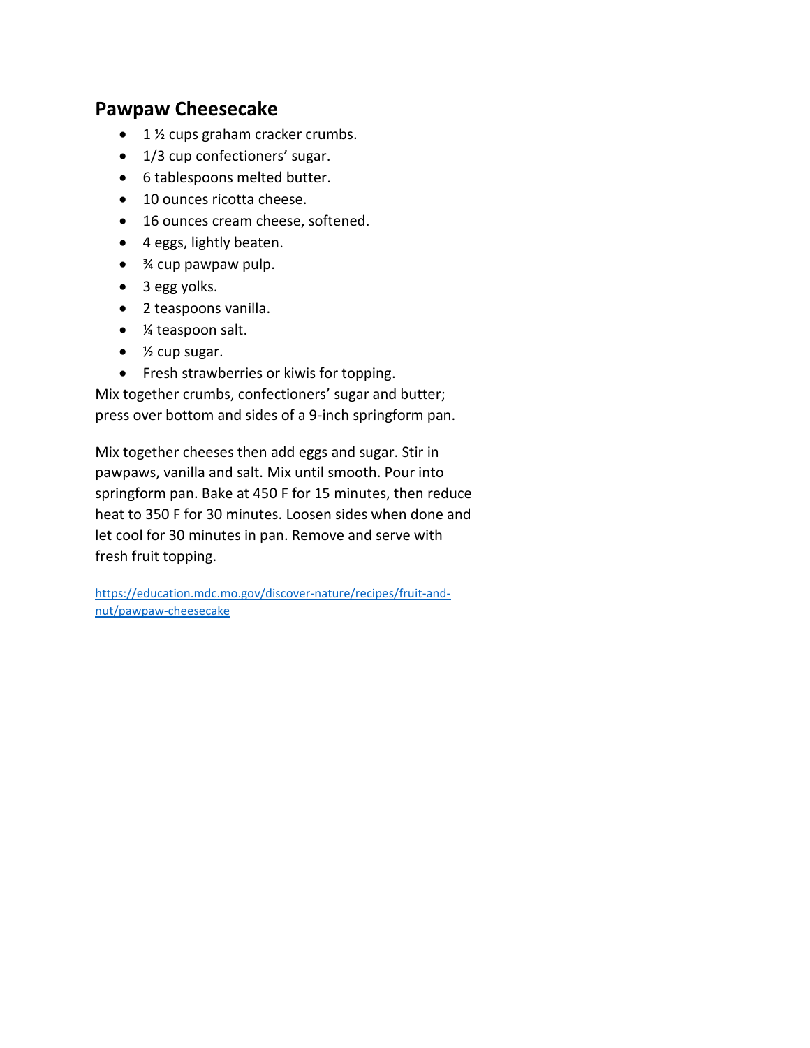## Pawpaw Cheesecake

- 1 ½ cups graham cracker crumbs.
- 1/3 cup confectioners' sugar.
- 6 tablespoons melted butter.
- 10 ounces ricotta cheese.
- 16 ounces cream cheese, softened.
- 4 eggs, lightly beaten.
- ¾ cup pawpaw pulp.
- 3 egg yolks.
- 2 teaspoons vanilla.
- ¼ teaspoon salt.
- ½ cup sugar.
- Fresh strawberries or kiwis for topping.

Mix together crumbs, confectioners' sugar and butter; press over bottom and sides of a 9-inch springform pan.

Mix together cheeses then add eggs and sugar. Stir in pawpaws, vanilla and salt. Mix until smooth. Pour into springform pan. Bake at 450 F for 15 minutes, then reduce heat to 350 F for 30 minutes. Loosen sides when done and let cool for 30 minutes in pan. Remove and serve with fresh fruit topping.

https://education.mdc.mo.gov/discover-nature/recipes/fruit-and-nut/pawpaw-cheesecake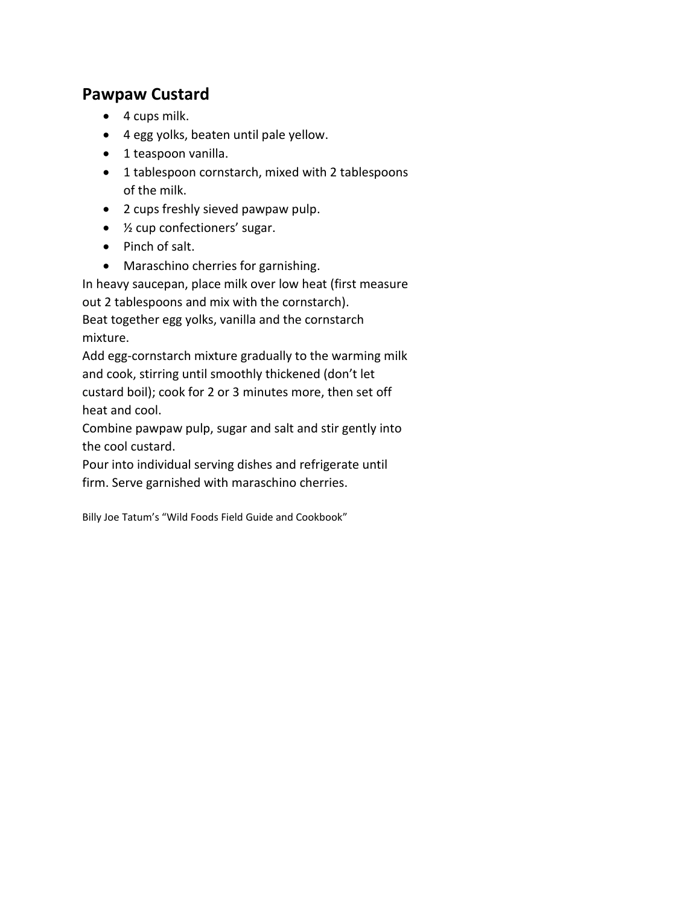## Pawpaw Custard

- 4 cups milk.
- 4 egg yolks, beaten until pale yellow.
- 1 teaspoon vanilla.
- 1 tablespoon cornstarch, mixed with 2 tablespoons of the milk.
- 2 cups freshly sieved pawpaw pulp.
- ½ cup confectioners' sugar.
- Pinch of salt.
- Maraschino cherries for garnishing.

In heavy saucepan, place milk over low heat (first measure out 2 tablespoons and mix with the cornstarch).

Beat together egg yolks, vanilla and the cornstarch mixture.

Add egg-cornstarch mixture gradually to the warming milk and cook, stirring until smoothly thickened (don't let custard boil); cook for 2 or 3 minutes more, then set off heat and cool.

Combine pawpaw pulp, sugar and salt and stir gently into the cool custard.

Pour into individual serving dishes and refrigerate until firm. Serve garnished with maraschino cherries.

Billy Joe Tatum's "Wild Foods Field Guide and Cookbook"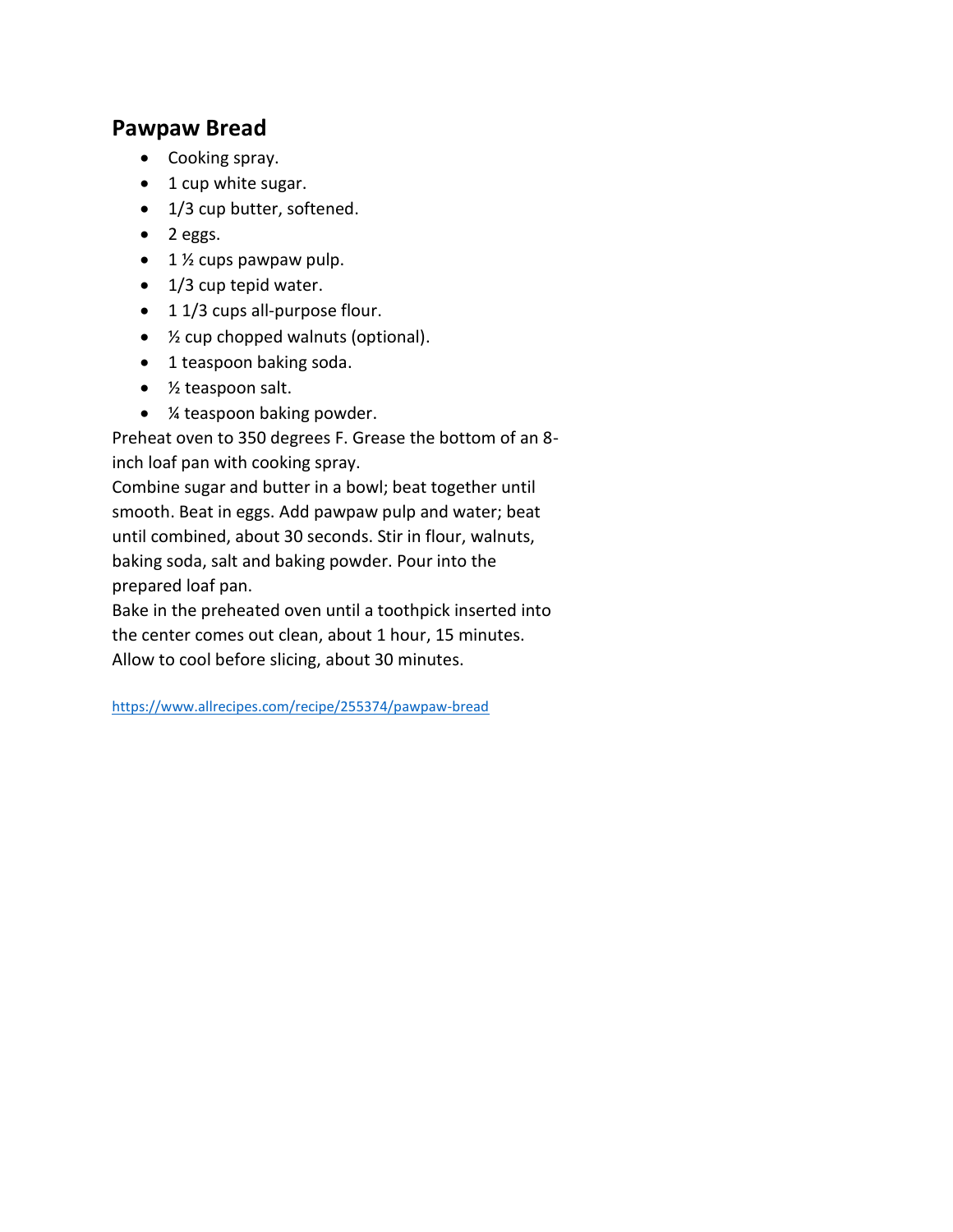## Pawpaw Bread

- Cooking spray.
- 1 cup white sugar.
- 1/3 cup butter, softened.
- 2 eggs.
- 1 ½ cups pawpaw pulp.
- 1/3 cup tepid water.
- 1 1/3 cups all-purpose flour.
- ½ cup chopped walnuts (optional).
- 1 teaspoon baking soda.
- ½ teaspoon salt.
- ¼ teaspoon baking powder.

Preheat oven to 350 degrees F. Grease the bottom of an 8-inch loaf pan with cooking spray.

Combine sugar and butter in a bowl; beat together until smooth. Beat in eggs. Add pawpaw pulp and water; beat until combined, about 30 seconds. Stir in flour, walnuts, baking soda, salt and baking powder. Pour into the prepared loaf pan.

Bake in the preheated oven until a toothpick inserted into the center comes out clean, about 1 hour, 15 minutes. Allow to cool before slicing, about 30 minutes.

https://www.allrecipes.com/recipe/255374/pawpaw-bread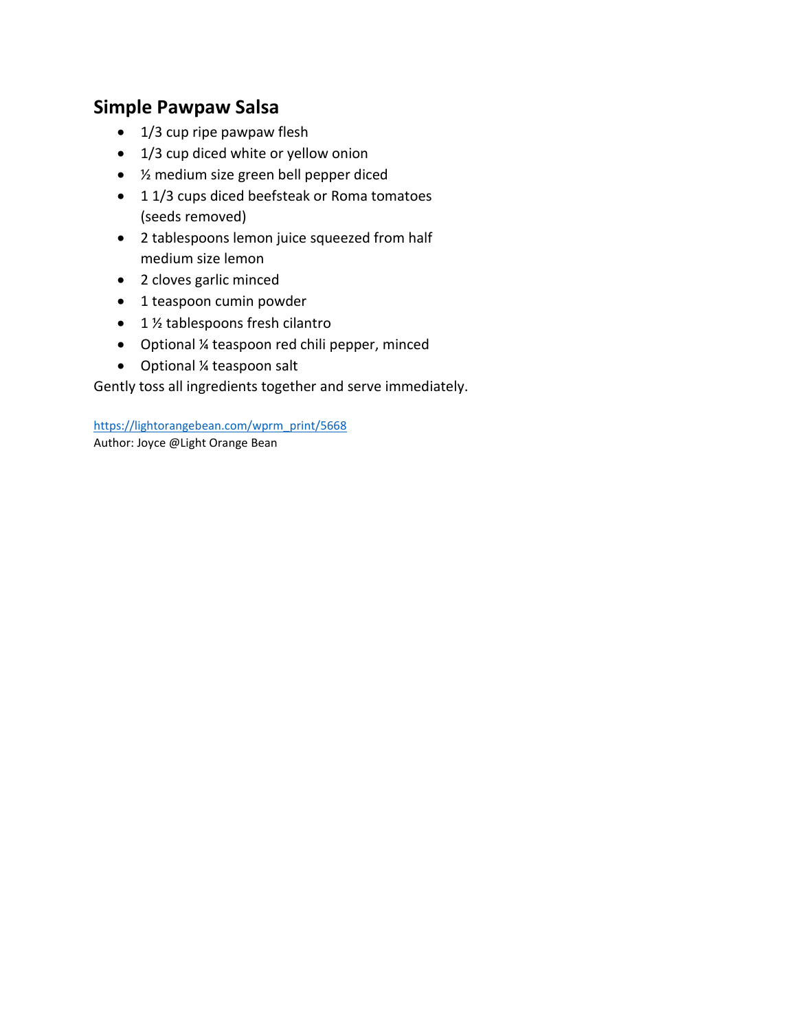## Simple Pawpaw Salsa

- 1/3 cup ripe pawpaw flesh
- 1/3 cup diced white or yellow onion
- ½ medium size green bell pepper diced
- 1 1/3 cups diced beefsteak or Roma tomatoes (seeds removed)
- 2 tablespoons lemon juice squeezed from half medium size lemon
- 2 cloves garlic minced
- 1 teaspoon cumin powder
- 1 ½ tablespoons fresh cilantro
- Optional ¼ teaspoon red chili pepper, minced
- Optional ¼ teaspoon salt

Gently toss all ingredients together and serve immediately.

https://lightorangebean.com/wprm_print/5668
Author: Joyce @Light Orange Bean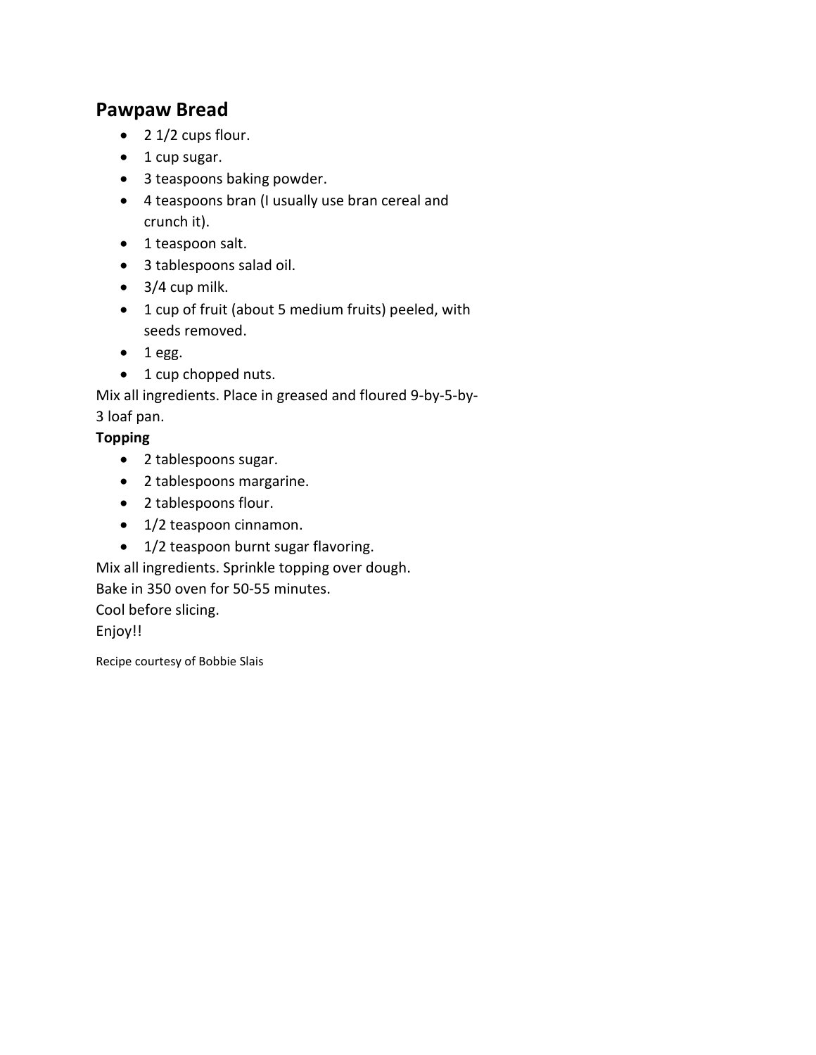## Pawpaw Bread

- 2 1/2 cups flour.
- 1 cup sugar.
- 3 teaspoons baking powder.
- 4 teaspoons bran (I usually use bran cereal and crunch it).
- 1 teaspoon salt.
- 3 tablespoons salad oil.
- 3/4 cup milk.
- 1 cup of fruit (about 5 medium fruits) peeled, with seeds removed.
- 1 egg.
- 1 cup chopped nuts.

Mix all ingredients. Place in greased and floured 9-by-5-by-3 loaf pan.

**Topping**

- 2 tablespoons sugar.
- 2 tablespoons margarine.
- 2 tablespoons flour.
- 1/2 teaspoon cinnamon.
- 1/2 teaspoon burnt sugar flavoring.

Mix all ingredients. Sprinkle topping over dough.
Bake in 350 oven for 50-55 minutes.
Cool before slicing.
Enjoy!!

Recipe courtesy of Bobbie Slais